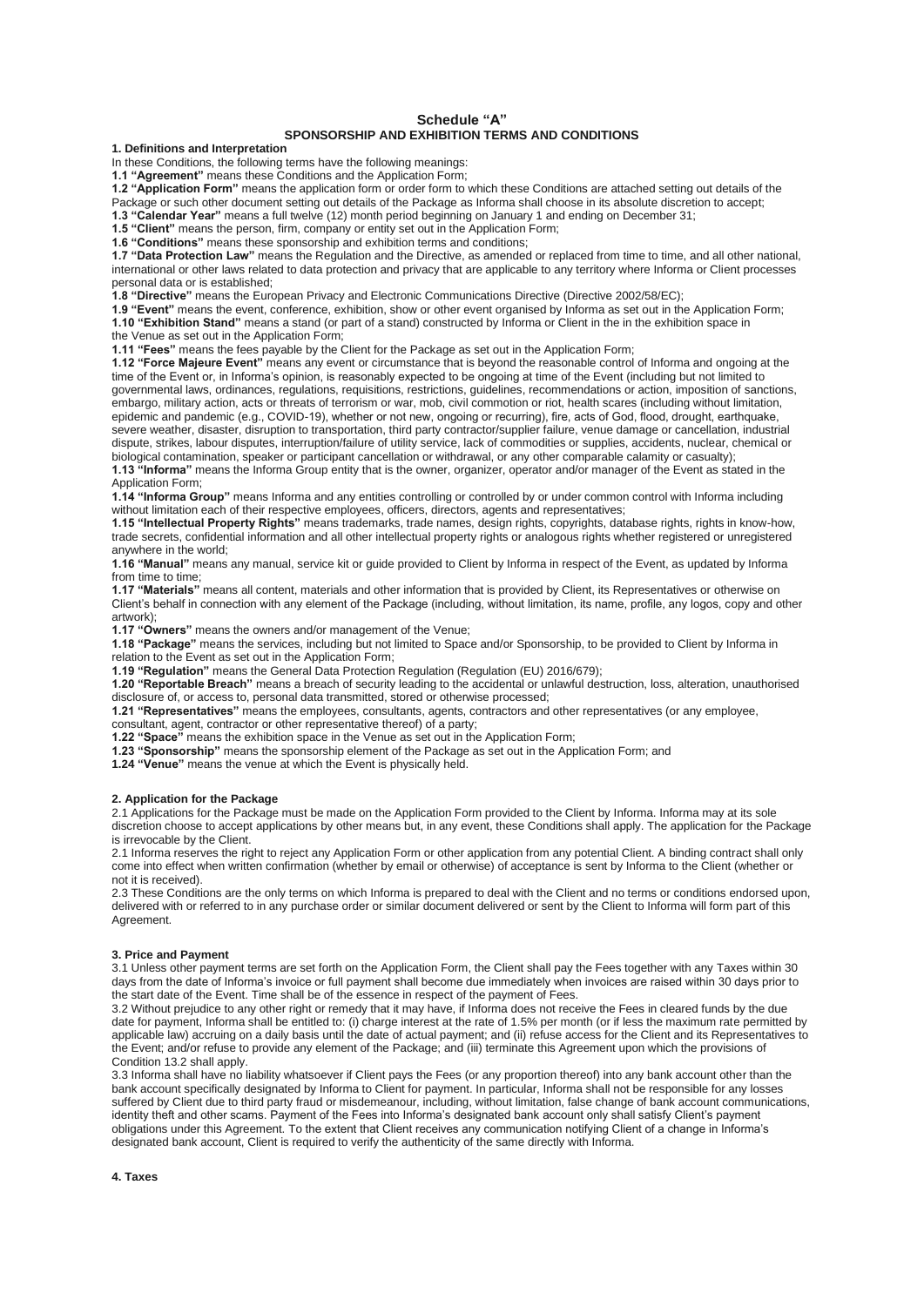# Schedule "A"

## SPONSORSHIP AND EXHIBITION TERMS AND CONDITIONS

### 1. Definitions and Interpretation

In these Conditions, the following terms have the following meanings:

**1.1 "Agreement"** means these Conditions and the Application Form;

**1.2 "Application Form"** means the application form or order form to which these Conditions are attached setting out details of the Package or such other document setting out details of the Package as Informa shall choose in its absolute discretion to accept;

**1.3 "Calendar Year"** means a full twelve (12) month period beginning on January 1 and ending on December 31;

**1.5 "Client"** means the person, firm, company or entity set out in the Application Form;

**1.6 "Conditions"** means these sponsorship and exhibition terms and conditions;

**1.7 "Data Protection Law"** means the Regulation and the Directive, as amended or replaced from time to time, and all other national, international or other laws related to data protection and privacy that are applicable to any territory where Informa or Client processes personal data or is established;

**1.8 "Directive"** means the European Privacy and Electronic Communications Directive (Directive 2002/58/EC);

**1.9 "Event"** means the event, conference, exhibition, show or other event organised by Informa as set out in the Application Form;

**1.10 "Exhibition Stand"** means a stand (or part of a stand) constructed by Informa or Client in the in the exhibition space in the Venue as set out in the Application Form;

**1.11 "Fees"** means the fees payable by the Client for the Package as set out in the Application Form;

**1.12 "Force Majeure Event"** means any event or circumstance that is beyond the reasonable control of Informa and ongoing at the time of the Event or, in Informa's opinion, is reasonably expected to be ongoing at time of the Event (including but not limited to governmental laws, ordinances, regulations, requisitions, restrictions, guidelines, recommendations or action, imposition of sanctions, embargo, military action, acts or threats of terrorism or war, mob, civil commotion or riot, health scares (including without limitation, epidemic and pandemic (e.g., COVID-19), whether or not new, ongoing or recurring), fire, acts of God, flood, drought, earthquake, severe weather, disaster, disruption to transportation, third party contractor/supplier failure, venue damage or cancellation, industrial dispute, strikes, labour disputes, interruption/failure of utility service, lack of commodities or supplies, accidents, nuclear, chemical or biological contamination, speaker or participant cancellation or withdrawal, or any other comparable calamity or casualty);

**1.13 "Informa"** means the Informa Group entity that is the owner, organizer, operator and/or manager of the Event as stated in the Application Form;

**1.14 "Informa Group"** means Informa and any entities controlling or controlled by or under common control with Informa including without limitation each of their respective employees, officers, directors, agents and representatives;

**1.15 "Intellectual Property Rights"** means trademarks, trade names, design rights, copyrights, database rights, rights in know-how, trade secrets, confidential information and all other intellectual property rights or analogous rights whether registered or unregistered anywhere in the world;

**1.16 "Manual"** means any manual, service kit or guide provided to Client by Informa in respect of the Event, as updated by Informa from time to time;

**1.17 "Materials"** means all content, materials and other information that is provided by Client, its Representatives or otherwise on Client's behalf in connection with any element of the Package (including, without limitation, its name, profile, any logos, copy and other artwork);

**1.17 "Owners"** means the owners and/or management of the Venue;

**1.18 "Package"** means the services, including but not limited to Space and/or Sponsorship, to be provided to Client by Informa in relation to the Event as set out in the Application Form;

**1.19 "Regulation"** means the General Data Protection Regulation (Regulation (EU) 2016/679);

**1.20 "Reportable Breach"** means a breach of security leading to the accidental or unlawful destruction, loss, alteration, unauthorised disclosure of, or access to, personal data transmitted, stored or otherwise processed;

**1.21 "Representatives"** means the employees, consultants, agents, contractors and other representatives (or any employee, consultant, agent, contractor or other representative thereof) of a party;

**1.22 "Space"** means the exhibition space in the Venue as set out in the Application Form;

**1.23 "Sponsorship"** means the sponsorship element of the Package as set out in the Application Form; and

**1.24 "Venue"** means the venue at which the Event is physically held.

### 2. Application for the Package

2.1 Applications for the Package must be made on the Application Form provided to the Client by Informa. Informa may at its sole discretion choose to accept applications by other means but, in any event, these Conditions shall apply. The application for the Package is irrevocable by the Client.

2.1 Informa reserves the right to reject any Application Form or other application from any potential Client. A binding contract shall only come into effect when written confirmation (whether by email or otherwise) of acceptance is sent by Informa to the Client (whether or not it is received).

2.3 These Conditions are the only terms on which Informa is prepared to deal with the Client and no terms or conditions endorsed upon, delivered with or referred to in any purchase order or similar document delivered or sent by the Client to Informa will form part of this Agreement.

### 3. Price and Payment

3.1 Unless other payment terms are set forth on the Application Form, the Client shall pay the Fees together with any Taxes within 30 days from the date of Informa's invoice or full payment shall become due immediately when invoices are raised within 30 days prior to the start date of the Event. Time shall be of the essence in respect of the payment of Fees.

3.2 Without prejudice to any other right or remedy that it may have, if Informa does not receive the Fees in cleared funds by the due date for payment, Informa shall be entitled to: (i) charge interest at the rate of 1.5% per month (or if less the maximum rate permitted by applicable law) accruing on a daily basis until the date of actual payment; and (ii) refuse access for the Client and its Representatives to the Event; and/or refuse to provide any element of the Package; and (iii) terminate this Agreement upon which the provisions of Condition 13.2 shall apply.

3.3 Informa shall have no liability whatsoever if Client pays the Fees (or any proportion thereof) into any bank account other than the bank account specifically designated by Informa to Client for payment. In particular, Informa shall not be responsible for any losses suffered by Client due to third party fraud or misdemeanour, including, without limitation, false change of bank account communications, identity theft and other scams. Payment of the Fees into Informa's designated bank account only shall satisfy Client's payment obligations under this Agreement. To the extent that Client receives any communication notifying Client of a change in Informa's designated bank account, Client is required to verify the authenticity of the same directly with Informa.

### 4. Taxes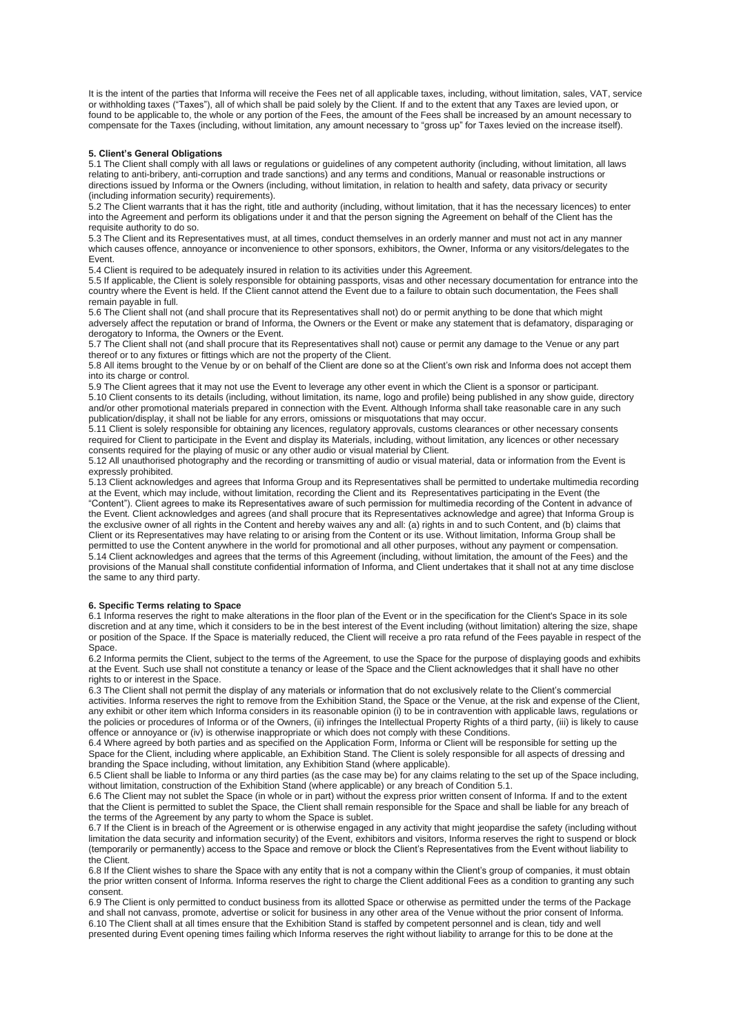It is the intent of the parties that Informa will receive the Fees net of all applicable taxes, including, without limitation, sales, VAT, service or withholding taxes ("Taxes"), all of which shall be paid solely by the Client. If and to the extent that any Taxes are levied upon, or found to be applicable to, the whole or any portion of the Fees, the amount of the Fees shall be increased by an amount necessary to compensate for the Taxes (including, without limitation, any amount necessary to "gross up" for Taxes levied on the increase itself).

**5. Client's General Obligations**

5.1 The Client shall comply with all laws or regulations or guidelines of any competent authority (including, without limitation, all laws relating to anti-bribery, anti-corruption and trade sanctions) and any terms and conditions, Manual or reasonable instructions or directions issued by Informa or the Owners (including, without limitation, in relation to health and safety, data privacy or security (including information security) requirements).

5.2 The Client warrants that it has the right, title and authority (including, without limitation, that it has the necessary licences) to enter into the Agreement and perform its obligations under it and that the person signing the Agreement on behalf of the Client has the requisite authority to do so.

5.3 The Client and its Representatives must, at all times, conduct themselves in an orderly manner and must not act in any manner which causes offence, annoyance or inconvenience to other sponsors, exhibitors, the Owner, Informa or any visitors/delegates to the Event.

5.4 Client is required to be adequately insured in relation to its activities under this Agreement.

5.5 If applicable, the Client is solely responsible for obtaining passports, visas and other necessary documentation for entrance into the country where the Event is held. If the Client cannot attend the Event due to a failure to obtain such documentation, the Fees shall remain payable in full.

5.6 The Client shall not (and shall procure that its Representatives shall not) do or permit anything to be done that which might adversely affect the reputation or brand of Informa, the Owners or the Event or make any statement that is defamatory, disparaging or derogatory to Informa, the Owners or the Event.

5.7 The Client shall not (and shall procure that its Representatives shall not) cause or permit any damage to the Venue or any part thereof or to any fixtures or fittings which are not the property of the Client.

5.8 All items brought to the Venue by or on behalf of the Client are done so at the Client's own risk and Informa does not accept them into its charge or control.

5.9 The Client agrees that it may not use the Event to leverage any other event in which the Client is a sponsor or participant.

5.10 Client consents to its details (including, without limitation, its name, logo and profile) being published in any show guide, directory and/or other promotional materials prepared in connection with the Event. Although Informa shall take reasonable care in any such publication/display, it shall not be liable for any errors, omissions or misquotations that may occur.

5.11 Client is solely responsible for obtaining any licences, regulatory approvals, customs clearances or other necessary consents required for Client to participate in the Event and display its Materials, including, without limitation, any licences or other necessary consents required for the playing of music or any other audio or visual material by Client.

5.12 All unauthorised photography and the recording or transmitting of audio or visual material, data or information from the Event is expressly prohibited.

5.13 Client acknowledges and agrees that Informa Group and its Representatives shall be permitted to undertake multimedia recording at the Event, which may include, without limitation, recording the Client and its Representatives participating in the Event (the "Content"). Client agrees to make its Representatives aware of such permission for multimedia recording of the Content in advance of the Event. Client acknowledges and agrees (and shall procure that its Representatives acknowledge and agree) that Informa Group is the exclusive owner of all rights in the Content and hereby waives any and all: (a) rights in and to such Content, and (b) claims that Client or its Representatives may have relating to or arising from the Content or its use. Without limitation, Informa Group shall be permitted to use the Content anywhere in the world for promotional and all other purposes, without any payment or compensation.

5.14 Client acknowledges and agrees that the terms of this Agreement (including, without limitation, the amount of the Fees) and the provisions of the Manual shall constitute confidential information of Informa, and Client undertakes that it shall not at any time disclose the same to any third party.

**6. Specific Terms relating to Space**

6.1 Informa reserves the right to make alterations in the floor plan of the Event or in the specification for the Client's Space in its sole discretion and at any time, which it considers to be in the best interest of the Event including (without limitation) altering the size, shape or position of the Space. If the Space is materially reduced, the Client will receive a pro rata refund of the Fees payable in respect of the Space.

6.2 Informa permits the Client, subject to the terms of the Agreement, to use the Space for the purpose of displaying goods and exhibits at the Event. Such use shall not constitute a tenancy or lease of the Space and the Client acknowledges that it shall have no other rights to or interest in the Space.

6.3 The Client shall not permit the display of any materials or information that do not exclusively relate to the Client's commercial activities. Informa reserves the right to remove from the Exhibition Stand, the Space or the Venue, at the risk and expense of the Client, any exhibit or other item which Informa considers in its reasonable opinion (i) to be in contravention with applicable laws, regulations or the policies or procedures of Informa or of the Owners, (ii) infringes the Intellectual Property Rights of a third party, (iii) is likely to cause offence or annoyance or (iv) is otherwise inappropriate or which does not comply with these Conditions.

6.4 Where agreed by both parties and as specified on the Application Form, Informa or Client will be responsible for setting up the Space for the Client, including where applicable, an Exhibition Stand. The Client is solely responsible for all aspects of dressing and branding the Space including, without limitation, any Exhibition Stand (where applicable).

6.5 Client shall be liable to Informa or any third parties (as the case may be) for any claims relating to the set up of the Space including, without limitation, construction of the Exhibition Stand (where applicable) or any breach of Condition 5.1.

6.6 The Client may not sublet the Space (in whole or in part) without the express prior written consent of Informa. If and to the extent that the Client is permitted to sublet the Space, the Client shall remain responsible for the Space and shall be liable for any breach of the terms of the Agreement by any party to whom the Space is sublet.

6.7 If the Client is in breach of the Agreement or is otherwise engaged in any activity that might jeopardise the safety (including without limitation the data security and information security) of the Event, exhibitors and visitors, Informa reserves the right to suspend or block (temporarily or permanently) access to the Space and remove or block the Client's Representatives from the Event without liability to the Client.

6.8 If the Client wishes to share the Space with any entity that is not a company within the Client's group of companies, it must obtain the prior written consent of Informa. Informa reserves the right to charge the Client additional Fees as a condition to granting any such consent.

6.9 The Client is only permitted to conduct business from its allotted Space or otherwise as permitted under the terms of the Package and shall not canvass, promote, advertise or solicit for business in any other area of the Venue without the prior consent of Informa.

6.10 The Client shall at all times ensure that the Exhibition Stand is staffed by competent personnel and is clean, tidy and well presented during Event opening times failing which Informa reserves the right without liability to arrange for this to be done at the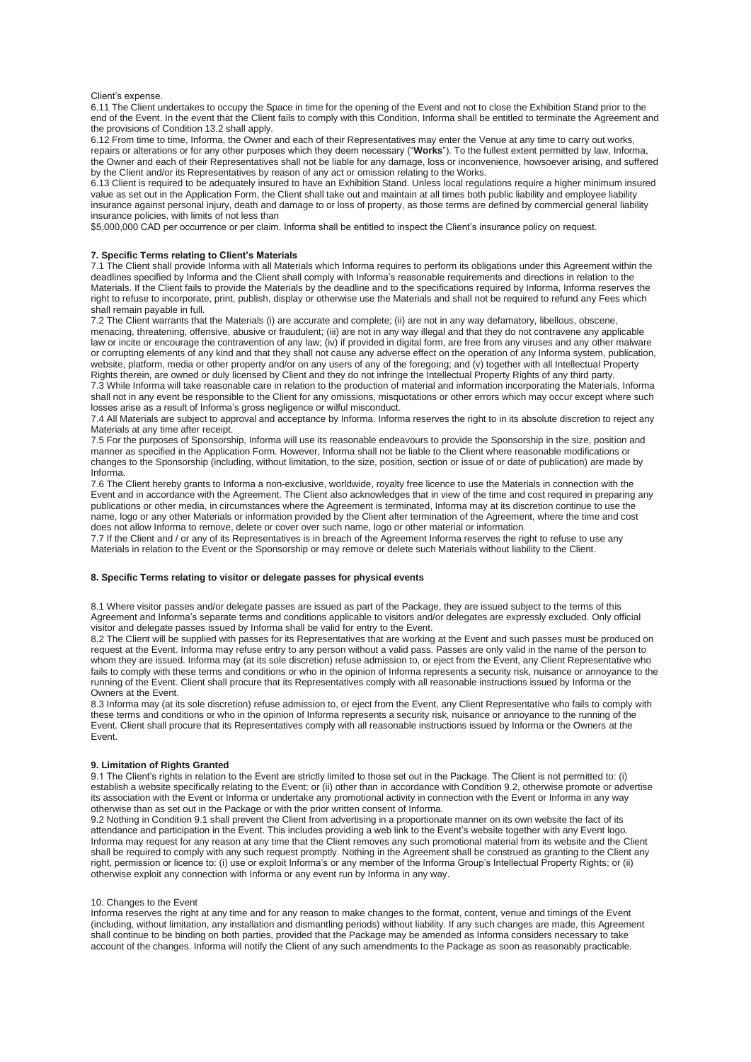Client's expense.

6.11 The Client undertakes to occupy the Space in time for the opening of the Event and not to close the Exhibition Stand prior to the end of the Event. In the event that the Client fails to comply with this Condition, Informa shall be entitled to terminate the Agreement and the provisions of Condition 13.2 shall apply.

6.12 From time to time, Informa, the Owner and each of their Representatives may enter the Venue at any time to carry out works, repairs or alterations or for any other purposes which they deem necessary ("**Works**"). To the fullest extent permitted by law, Informa, the Owner and each of their Representatives shall not be liable for any damage, loss or inconvenience, howsoever arising, and suffered by the Client and/or its Representatives by reason of any act or omission relating to the Works.

6.13 Client is required to be adequately insured to have an Exhibition Stand. Unless local regulations require a higher minimum insured value as set out in the Application Form, the Client shall take out and maintain at all times both public liability and employee liability insurance against personal injury, death and damage to or loss of property, as those terms are defined by commercial general liability insurance policies, with limits of not less than

$5,000,000 CAD per occurrence or per claim. Informa shall be entitled to inspect the Client's insurance policy on request.

### 7. Specific Terms relating to Client's Materials

7.1 The Client shall provide Informa with all Materials which Informa requires to perform its obligations under this Agreement within the deadlines specified by Informa and the Client shall comply with Informa's reasonable requirements and directions in relation to the Materials. If the Client fails to provide the Materials by the deadline and to the specifications required by Informa, Informa reserves the right to refuse to incorporate, print, publish, display or otherwise use the Materials and shall not be required to refund any Fees which shall remain payable in full.

7.2 The Client warrants that the Materials (i) are accurate and complete; (ii) are not in any way defamatory, libellous, obscene, menacing, threatening, offensive, abusive or fraudulent; (iii) are not in any way illegal and that they do not contravene any applicable law or incite or encourage the contravention of any law; (iv) if provided in digital form, are free from any viruses and any other malware or corrupting elements of any kind and that they shall not cause any adverse effect on the operation of any Informa system, publication, website, platform, media or other property and/or on any users of any of the foregoing; and (v) together with all Intellectual Property Rights therein, are owned or duly licensed by Client and they do not infringe the Intellectual Property Rights of any third party.

7.3 While Informa will take reasonable care in relation to the production of material and information incorporating the Materials, Informa shall not in any event be responsible to the Client for any omissions, misquotations or other errors which may occur except where such losses arise as a result of Informa's gross negligence or wilful misconduct.

7.4 All Materials are subject to approval and acceptance by Informa. Informa reserves the right to in its absolute discretion to reject any Materials at any time after receipt.

7.5 For the purposes of Sponsorship, Informa will use its reasonable endeavours to provide the Sponsorship in the size, position and manner as specified in the Application Form. However, Informa shall not be liable to the Client where reasonable modifications or changes to the Sponsorship (including, without limitation, to the size, position, section or issue of or date of publication) are made by Informa.

7.6 The Client hereby grants to Informa a non-exclusive, worldwide, royalty free licence to use the Materials in connection with the Event and in accordance with the Agreement. The Client also acknowledges that in view of the time and cost required in preparing any publications or other media, in circumstances where the Agreement is terminated, Informa may at its discretion continue to use the name, logo or any other Materials or information provided by the Client after termination of the Agreement, where the time and cost does not allow Informa to remove, delete or cover over such name, logo or other material or information.

7.7 If the Client and / or any of its Representatives is in breach of the Agreement Informa reserves the right to refuse to use any Materials in relation to the Event or the Sponsorship or may remove or delete such Materials without liability to the Client.

### 8. Specific Terms relating to visitor or delegate passes for physical events

8.1 Where visitor passes and/or delegate passes are issued as part of the Package, they are issued subject to the terms of this Agreement and Informa's separate terms and conditions applicable to visitors and/or delegates are expressly excluded. Only official visitor and delegate passes issued by Informa shall be valid for entry to the Event.

8.2 The Client will be supplied with passes for its Representatives that are working at the Event and such passes must be produced on request at the Event. Informa may refuse entry to any person without a valid pass. Passes are only valid in the name of the person to whom they are issued. Informa may (at its sole discretion) refuse admission to, or eject from the Event, any Client Representative who fails to comply with these terms and conditions or who in the opinion of Informa represents a security risk, nuisance or annoyance to the running of the Event. Client shall procure that its Representatives comply with all reasonable instructions issued by Informa or the Owners at the Event.

8.3 Informa may (at its sole discretion) refuse admission to, or eject from the Event, any Client Representative who fails to comply with these terms and conditions or who in the opinion of Informa represents a security risk, nuisance or annoyance to the running of the Event. Client shall procure that its Representatives comply with all reasonable instructions issued by Informa or the Owners at the Event.

### 9. Limitation of Rights Granted

9.1 The Client's rights in relation to the Event are strictly limited to those set out in the Package. The Client is not permitted to: (i) establish a website specifically relating to the Event; or (ii) other than in accordance with Condition 9.2, otherwise promote or advertise its association with the Event or Informa or undertake any promotional activity in connection with the Event or Informa in any way otherwise than as set out in the Package or with the prior written consent of Informa.

9.2 Nothing in Condition 9.1 shall prevent the Client from advertising in a proportionate manner on its own website the fact of its attendance and participation in the Event. This includes providing a web link to the Event's website together with any Event logo. Informa may request for any reason at any time that the Client removes any such promotional material from its website and the Client shall be required to comply with any such request promptly. Nothing in the Agreement shall be construed as granting to the Client any right, permission or licence to: (i) use or exploit Informa's or any member of the Informa Group's Intellectual Property Rights; or (ii) otherwise exploit any connection with Informa or any event run by Informa in any way.

### 10. Changes to the Event

Informa reserves the right at any time and for any reason to make changes to the format, content, venue and timings of the Event (including, without limitation, any installation and dismantling periods) without liability. If any such changes are made, this Agreement shall continue to be binding on both parties, provided that the Package may be amended as Informa considers necessary to take account of the changes. Informa will notify the Client of any such amendments to the Package as soon as reasonably practicable.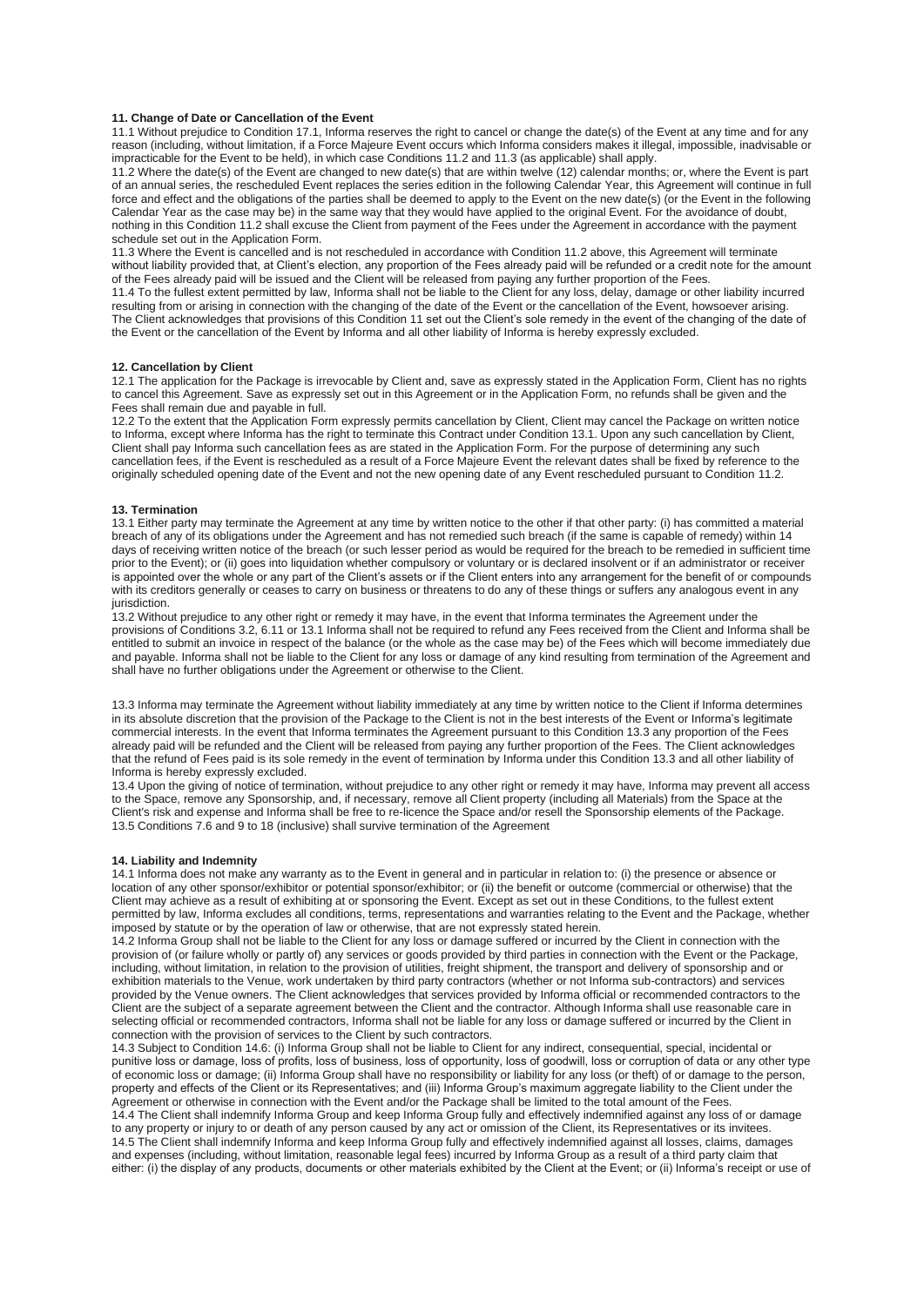### 11. Change of Date or Cancellation of the Event

11.1 Without prejudice to Condition 17.1, Informa reserves the right to cancel or change the date(s) of the Event at any time and for any reason (including, without limitation, if a Force Majeure Event occurs which Informa considers makes it illegal, impossible, inadvisable or impracticable for the Event to be held), in which case Conditions 11.2 and 11.3 (as applicable) shall apply.

11.2 Where the date(s) of the Event are changed to new date(s) that are within twelve (12) calendar months; or, where the Event is part of an annual series, the rescheduled Event replaces the series edition in the following Calendar Year, this Agreement will continue in full force and effect and the obligations of the parties shall be deemed to apply to the Event on the new date(s) (or the Event in the following Calendar Year as the case may be) in the same way that they would have applied to the original Event. For the avoidance of doubt, nothing in this Condition 11.2 shall excuse the Client from payment of the Fees under the Agreement in accordance with the payment schedule set out in the Application Form.

11.3 Where the Event is cancelled and is not rescheduled in accordance with Condition 11.2 above, this Agreement will terminate without liability provided that, at Client's election, any proportion of the Fees already paid will be refunded or a credit note for the amount of the Fees already paid will be issued and the Client will be released from paying any further proportion of the Fees.

11.4 To the fullest extent permitted by law, Informa shall not be liable to the Client for any loss, delay, damage or other liability incurred resulting from or arising in connection with the changing of the date of the Event or the cancellation of the Event, howsoever arising. The Client acknowledges that provisions of this Condition 11 set out the Client's sole remedy in the event of the changing of the date of the Event or the cancellation of the Event by Informa and all other liability of Informa is hereby expressly excluded.

### 12. Cancellation by Client

12.1 The application for the Package is irrevocable by Client and, save as expressly stated in the Application Form, Client has no rights to cancel this Agreement. Save as expressly set out in this Agreement or in the Application Form, no refunds shall be given and the Fees shall remain due and payable in full.

12.2 To the extent that the Application Form expressly permits cancellation by Client, Client may cancel the Package on written notice to Informa, except where Informa has the right to terminate this Contract under Condition 13.1. Upon any such cancellation by Client, Client shall pay Informa such cancellation fees as are stated in the Application Form. For the purpose of determining any such cancellation fees, if the Event is rescheduled as a result of a Force Majeure Event the relevant dates shall be fixed by reference to the originally scheduled opening date of the Event and not the new opening date of any Event rescheduled pursuant to Condition 11.2.

### 13. Termination

13.1 Either party may terminate the Agreement at any time by written notice to the other if that other party: (i) has committed a material breach of any of its obligations under the Agreement and has not remedied such breach (if the same is capable of remedy) within 14 days of receiving written notice of the breach (or such lesser period as would be required for the breach to be remedied in sufficient time prior to the Event); or (ii) goes into liquidation whether compulsory or voluntary or is declared insolvent or if an administrator or receiver is appointed over the whole or any part of the Client's assets or if the Client enters into any arrangement for the benefit of or compounds with its creditors generally or ceases to carry on business or threatens to do any of these things or suffers any analogous event in any jurisdiction.

13.2 Without prejudice to any other right or remedy it may have, in the event that Informa terminates the Agreement under the provisions of Conditions 3.2, 6.11 or 13.1 Informa shall not be required to refund any Fees received from the Client and Informa shall be entitled to submit an invoice in respect of the balance (or the whole as the case may be) of the Fees which will become immediately due and payable. Informa shall not be liable to the Client for any loss or damage of any kind resulting from termination of the Agreement and shall have no further obligations under the Agreement or otherwise to the Client.

13.3 Informa may terminate the Agreement without liability immediately at any time by written notice to the Client if Informa determines in its absolute discretion that the provision of the Package to the Client is not in the best interests of the Event or Informa's legitimate commercial interests. In the event that Informa terminates the Agreement pursuant to this Condition 13.3 any proportion of the Fees already paid will be refunded and the Client will be released from paying any further proportion of the Fees. The Client acknowledges that the refund of Fees paid is its sole remedy in the event of termination by Informa under this Condition 13.3 and all other liability of Informa is hereby expressly excluded.

13.4 Upon the giving of notice of termination, without prejudice to any other right or remedy it may have, Informa may prevent all access to the Space, remove any Sponsorship, and, if necessary, remove all Client property (including all Materials) from the Space at the Client's risk and expense and Informa shall be free to re-licence the Space and/or resell the Sponsorship elements of the Package.

13.5 Conditions 7.6 and 9 to 18 (inclusive) shall survive termination of the Agreement

### 14. Liability and Indemnity

14.1 Informa does not make any warranty as to the Event in general and in particular in relation to: (i) the presence or absence or location of any other sponsor/exhibitor or potential sponsor/exhibitor; or (ii) the benefit or outcome (commercial or otherwise) that the Client may achieve as a result of exhibiting at or sponsoring the Event. Except as set out in these Conditions, to the fullest extent permitted by law, Informa excludes all conditions, terms, representations and warranties relating to the Event and the Package, whether imposed by statute or by the operation of law or otherwise, that are not expressly stated herein.

14.2 Informa Group shall not be liable to the Client for any loss or damage suffered or incurred by the Client in connection with the provision of (or failure wholly or partly of) any services or goods provided by third parties in connection with the Event or the Package, including, without limitation, in relation to the provision of utilities, freight shipment, the transport and delivery of sponsorship and or exhibition materials to the Venue, work undertaken by third party contractors (whether or not Informa sub-contractors) and services provided by the Venue owners. The Client acknowledges that services provided by Informa official or recommended contractors to the Client are the subject of a separate agreement between the Client and the contractor. Although Informa shall use reasonable care in selecting official or recommended contractors, Informa shall not be liable for any loss or damage suffered or incurred by the Client in connection with the provision of services to the Client by such contractors.

14.3 Subject to Condition 14.6: (i) Informa Group shall not be liable to Client for any indirect, consequential, special, incidental or punitive loss or damage, loss of profits, loss of business, loss of opportunity, loss of goodwill, loss or corruption of data or any other type of economic loss or damage; (ii) Informa Group shall have no responsibility or liability for any loss (or theft) of or damage to the person, property and effects of the Client or its Representatives; and (iii) Informa Group's maximum aggregate liability to the Client under the Agreement or otherwise in connection with the Event and/or the Package shall be limited to the total amount of the Fees.

14.4 The Client shall indemnify Informa Group and keep Informa Group fully and effectively indemnified against any loss of or damage to any property or injury to or death of any person caused by any act or omission of the Client, its Representatives or its invitees.

14.5 The Client shall indemnify Informa and keep Informa Group fully and effectively indemnified against all losses, claims, damages and expenses (including, without limitation, reasonable legal fees) incurred by Informa Group as a result of a third party claim that either: (i) the display of any products, documents or other materials exhibited by the Client at the Event; or (ii) Informa's receipt or use of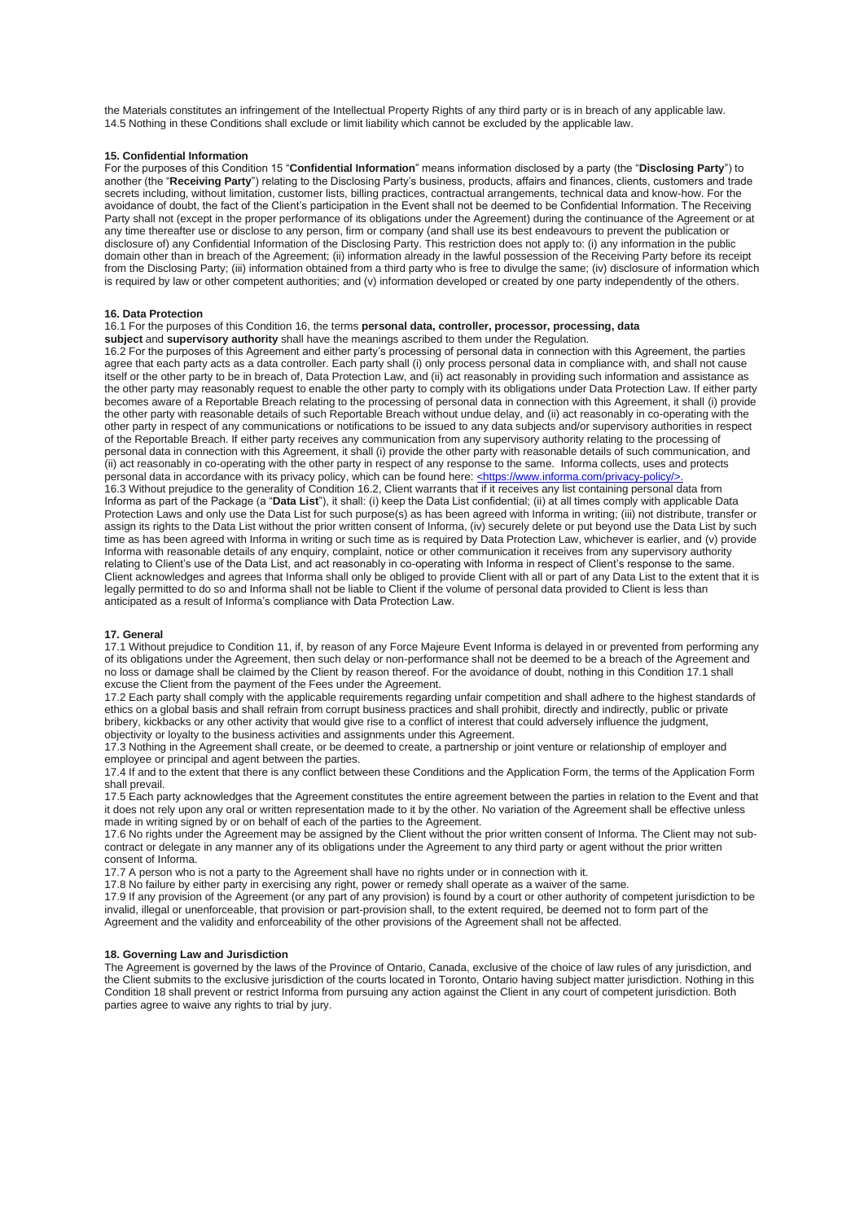the Materials constitutes an infringement of the Intellectual Property Rights of any third party or is in breach of any applicable law.
14.5 Nothing in these Conditions shall exclude or limit liability which cannot be excluded by the applicable law.

**15. Confidential Information**

For the purposes of this Condition 15 "**Confidential Information**" means information disclosed by a party (the "**Disclosing Party**") to another (the "**Receiving Party**") relating to the Disclosing Party's business, products, affairs and finances, clients, customers and trade secrets including, without limitation, customer lists, billing practices, contractual arrangements, technical data and know-how. For the avoidance of doubt, the fact of the Client's participation in the Event shall not be deemed to be Confidential Information. The Receiving Party shall not (except in the proper performance of its obligations under the Agreement) during the continuance of the Agreement or at any time thereafter use or disclose to any person, firm or company (and shall use its best endeavours to prevent the publication or disclosure of) any Confidential Information of the Disclosing Party. This restriction does not apply to: (i) any information in the public domain other than in breach of the Agreement; (ii) information already in the lawful possession of the Receiving Party before its receipt from the Disclosing Party; (iii) information obtained from a third party who is free to divulge the same; (iv) disclosure of information which is required by law or other competent authorities; and (v) information developed or created by one party independently of the others.

**16. Data Protection**

16.1 For the purposes of this Condition 16, the terms **personal data, controller, processor, processing, data subject** and **supervisory authority** shall have the meanings ascribed to them under the Regulation.

16.2 For the purposes of this Agreement and either party's processing of personal data in connection with this Agreement, the parties agree that each party acts as a data controller. Each party shall (i) only process personal data in compliance with, and shall not cause itself or the other party to be in breach of, Data Protection Law, and (ii) act reasonably in providing such information and assistance as the other party may reasonably request to enable the other party to comply with its obligations under Data Protection Law. If either party becomes aware of a Reportable Breach relating to the processing of personal data in connection with this Agreement, it shall (i) provide the other party with reasonable details of such Reportable Breach without undue delay, and (ii) act reasonably in co-operating with the other party in respect of any communications or notifications to be issued to any data subjects and/or supervisory authorities in respect of the Reportable Breach. If either party receives any communication from any supervisory authority relating to the processing of personal data in connection with this Agreement, it shall (i) provide the other party with reasonable details of such communication, and (ii) act reasonably in co-operating with the other party in respect of any response to the same. Informa collects, uses and protects personal data in accordance with its privacy policy, which can be found here: <https://www.informa.com/privacy-policy/>.

16.3 Without prejudice to the generality of Condition 16.2, Client warrants that if it receives any list containing personal data from Informa as part of the Package (a "**Data List**"), it shall: (i) keep the Data List confidential; (ii) at all times comply with applicable Data Protection Laws and only use the Data List for such purpose(s) as has been agreed with Informa in writing; (iii) not distribute, transfer or assign its rights to the Data List without the prior written consent of Informa, (iv) securely delete or put beyond use the Data List by such time as has been agreed with Informa in writing or such time as is required by Data Protection Law, whichever is earlier, and (v) provide Informa with reasonable details of any enquiry, complaint, notice or other communication it receives from any supervisory authority relating to Client's use of the Data List, and act reasonably in co-operating with Informa in respect of Client's response to the same. Client acknowledges and agrees that Informa shall only be obliged to provide Client with all or part of any Data List to the extent that it is legally permitted to do so and Informa shall not be liable to Client if the volume of personal data provided to Client is less than anticipated as a result of Informa's compliance with Data Protection Law.

**17. General**

17.1 Without prejudice to Condition 11, if, by reason of any Force Majeure Event Informa is delayed in or prevented from performing any of its obligations under the Agreement, then such delay or non-performance shall not be deemed to be a breach of the Agreement and no loss or damage shall be claimed by the Client by reason thereof. For the avoidance of doubt, nothing in this Condition 17.1 shall excuse the Client from the payment of the Fees under the Agreement.

17.2 Each party shall comply with the applicable requirements regarding unfair competition and shall adhere to the highest standards of ethics on a global basis and shall refrain from corrupt business practices and shall prohibit, directly and indirectly, public or private bribery, kickbacks or any other activity that would give rise to a conflict of interest that could adversely influence the judgment, objectivity or loyalty to the business activities and assignments under this Agreement.

17.3 Nothing in the Agreement shall create, or be deemed to create, a partnership or joint venture or relationship of employer and employee or principal and agent between the parties.

17.4 If and to the extent that there is any conflict between these Conditions and the Application Form, the terms of the Application Form shall prevail.

17.5 Each party acknowledges that the Agreement constitutes the entire agreement between the parties in relation to the Event and that it does not rely upon any oral or written representation made to it by the other. No variation of the Agreement shall be effective unless made in writing signed by or on behalf of each of the parties to the Agreement.

17.6 No rights under the Agreement may be assigned by the Client without the prior written consent of Informa. The Client may not sub-contract or delegate in any manner any of its obligations under the Agreement to any third party or agent without the prior written consent of Informa.

17.7 A person who is not a party to the Agreement shall have no rights under or in connection with it.

17.8 No failure by either party in exercising any right, power or remedy shall operate as a waiver of the same.

17.9 If any provision of the Agreement (or any part of any provision) is found by a court or other authority of competent jurisdiction to be invalid, illegal or unenforceable, that provision or part-provision shall, to the extent required, be deemed not to form part of the Agreement and the validity and enforceability of the other provisions of the Agreement shall not be affected.

**18. Governing Law and Jurisdiction**

The Agreement is governed by the laws of the Province of Ontario, Canada, exclusive of the choice of law rules of any jurisdiction, and the Client submits to the exclusive jurisdiction of the courts located in Toronto, Ontario having subject matter jurisdiction. Nothing in this Condition 18 shall prevent or restrict Informa from pursuing any action against the Client in any court of competent jurisdiction. Both parties agree to waive any rights to trial by jury.